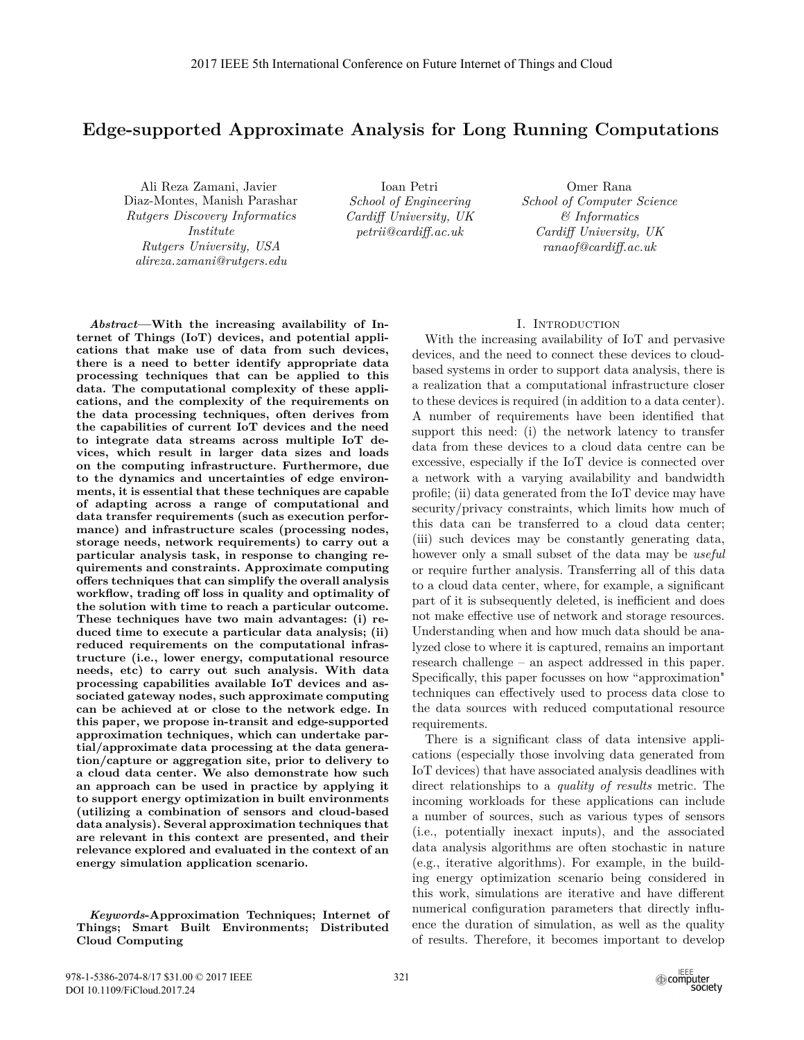# Edge-supported Approximate Analysis for Long Running Computations

Ali Reza Zamani, Javier Diaz-Montes, Manish Parashar
*Rutgers Discovery Informatics Institute*
*Rutgers University, USA*
*alireza.zamani@rutgers.edu*

Ioan Petri
*School of Engineering*
*Cardiff University, UK*
*petrii@cardiff.ac.uk*

Omer Rana
*School of Computer Science & Informatics*
*Cardiff University, UK*
*ranaof@cardiff.ac.uk*

***Abstract*—With the increasing availability of Internet of Things (IoT) devices, and potential applications that make use of data from such devices, there is a need to better identify appropriate data processing techniques that can be applied to this data. The computational complexity of these applications, and the complexity of the requirements on the data processing techniques, often derives from the capabilities of current IoT devices and the need to integrate data streams across multiple IoT devices, which result in larger data sizes and loads on the computing infrastructure. Furthermore, due to the dynamics and uncertainties of edge environments, it is essential that these techniques are capable of adapting across a range of computational and data transfer requirements (such as execution performance) and infrastructure scales (processing nodes, storage needs, network requirements) to carry out a particular analysis task, in response to changing requirements and constraints. Approximate computing offers techniques that can simplify the overall analysis workflow, trading off loss in quality and optimality of the solution with time to reach a particular outcome. These techniques have two main advantages: (i) reduced time to execute a particular data analysis; (ii) reduced requirements on the computational infrastructure (i.e., lower energy, computational resource needs, etc) to carry out such analysis. With data processing capabilities available IoT devices and associated gateway nodes, such approximate computing can be achieved at or close to the network edge. In this paper, we propose in-transit and edge-supported approximation techniques, which can undertake partial/approximate data processing at the data generation/capture or aggregation site, prior to delivery to a cloud data center. We also demonstrate how such an approach can be used in practice by applying it to support energy optimization in built environments (utilizing a combination of sensors and cloud-based data analysis). Several approximation techniques that are relevant in this context are presented, and their relevance explored and evaluated in the context of an energy simulation application scenario.**

***Keywords*-Approximation Techniques; Internet of Things; Smart Built Environments; Distributed Cloud Computing**

## I. Introduction

With the increasing availability of IoT and pervasive devices, and the need to connect these devices to cloud-based systems in order to support data analysis, there is a realization that a computational infrastructure closer to these devices is required (in addition to a data center). A number of requirements have been identified that support this need: (i) the network latency to transfer data from these devices to a cloud data centre can be excessive, especially if the IoT device is connected over a network with a varying availability and bandwidth profile; (ii) data generated from the IoT device may have security/privacy constraints, which limits how much of this data can be transferred to a cloud data center; (iii) such devices may be constantly generating data, however only a small subset of the data may be *useful* or require further analysis. Transferring all of this data to a cloud data center, where, for example, a significant part of it is subsequently deleted, is inefficient and does not make effective use of network and storage resources. Understanding when and how much data should be analyzed close to where it is captured, remains an important research challenge – an aspect addressed in this paper. Specifically, this paper focusses on how "approximation" techniques can effectively used to process data close to the data sources with reduced computational resource requirements.

There is a significant class of data intensive applications (especially those involving data generated from IoT devices) that have associated analysis deadlines with direct relationships to a *quality of results* metric. The incoming workloads for these applications can include a number of sources, such as various types of sensors (i.e., potentially inexact inputs), and the associated data analysis algorithms are often stochastic in nature (e.g., iterative algorithms). For example, in the building energy optimization scenario being considered in this work, simulations are iterative and have different numerical configuration parameters that directly influence the duration of simulation, as well as the quality of results. Therefore, it becomes important to develop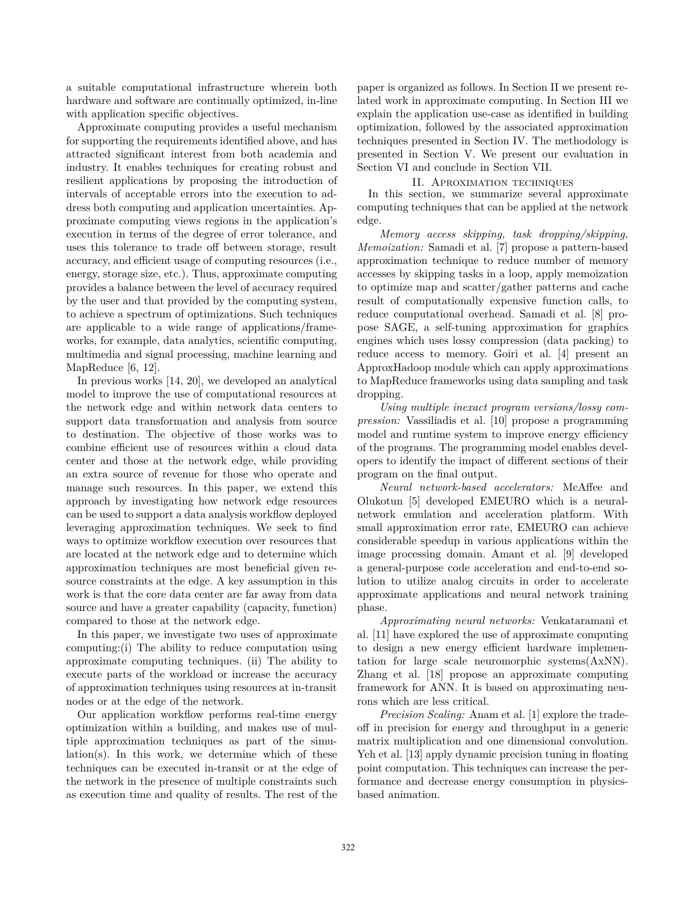a suitable computational infrastructure wherein both hardware and software are continually optimized, in-line with application specific objectives.

Approximate computing provides a useful mechanism for supporting the requirements identified above, and has attracted significant interest from both academia and industry. It enables techniques for creating robust and resilient applications by proposing the introduction of intervals of acceptable errors into the execution to address both computing and application uncertainties. Approximate computing views regions in the application's execution in terms of the degree of error tolerance, and uses this tolerance to trade off between storage, result accuracy, and efficient usage of computing resources (i.e., energy, storage size, etc.). Thus, approximate computing provides a balance between the level of accuracy required by the user and that provided by the computing system, to achieve a spectrum of optimizations. Such techniques are applicable to a wide range of applications/frameworks, for example, data analytics, scientific computing, multimedia and signal processing, machine learning and MapReduce [6, 12].

In previous works [14, 20], we developed an analytical model to improve the use of computational resources at the network edge and within network data centers to support data transformation and analysis from source to destination. The objective of those works was to combine efficient use of resources within a cloud data center and those at the network edge, while providing an extra source of revenue for those who operate and manage such resources. In this paper, we extend this approach by investigating how network edge resources can be used to support a data analysis workflow deployed leveraging approximation techniques. We seek to find ways to optimize workflow execution over resources that are located at the network edge and to determine which approximation techniques are most beneficial given resource constraints at the edge. A key assumption in this work is that the core data center are far away from data source and have a greater capability (capacity, function) compared to those at the network edge.

In this paper, we investigate two uses of approximate computing:(i) The ability to reduce computation using approximate computing techniques. (ii) The ability to execute parts of the workload or increase the accuracy of approximation techniques using resources at in-transit nodes or at the edge of the network.

Our application workflow performs real-time energy optimization within a building, and makes use of multiple approximation techniques as part of the simulation(s). In this work, we determine which of these techniques can be executed in-transit or at the edge of the network in the presence of multiple constraints such as execution time and quality of results. The rest of the paper is organized as follows. In Section II we present related work in approximate computing. In Section III we explain the application use-case as identified in building optimization, followed by the associated approximation techniques presented in Section IV. The methodology is presented in Section V. We present our evaluation in Section VI and conclude in Section VII.

## II. Aproximation techniques

In this section, we summarize several approximate computing techniques that can be applied at the network edge.

*Memory access skipping, task dropping/skipping, Memoization:* Samadi et al. [7] propose a pattern-based approximation technique to reduce number of memory accesses by skipping tasks in a loop, apply memoization to optimize map and scatter/gather patterns and cache result of computationally expensive function calls, to reduce computational overhead. Samadi et al. [8] propose SAGE, a self-tuning approximation for graphics engines which uses lossy compression (data packing) to reduce access to memory. Goiri et al. [4] present an ApproxHadoop module which can apply approximations to MapReduce frameworks using data sampling and task dropping.

*Using multiple inexact program versions/lossy compression:* Vassiliadis et al. [10] propose a programming model and runtime system to improve energy efficiency of the programs. The programming model enables developers to identify the impact of different sections of their program on the final output.

*Neural network-based accelerators:* McAffee and Olukotun [5] developed EMEURO which is a neural-network emulation and acceleration platform. With small approximation error rate, EMEURO can achieve considerable speedup in various applications within the image processing domain. Amant et al. [9] developed a general-purpose code acceleration and end-to-end solution to utilize analog circuits in order to accelerate approximate applications and neural network training phase.

*Approximating neural networks:* Venkataramani et al. [11] have explored the use of approximate computing to design a new energy efficient hardware implementation for large scale neuromorphic systems(AxNN). Zhang et al. [18] propose an approximate computing framework for ANN. It is based on approximating neurons which are less critical.

*Precision Scaling:* Anam et al. [1] explore the trade-off in precision for energy and throughput in a generic matrix multiplication and one dimensional convolution. Yeh et al. [13] apply dynamic precision tuning in floating point computation. This techniques can increase the performance and decrease energy consumption in physics-based animation.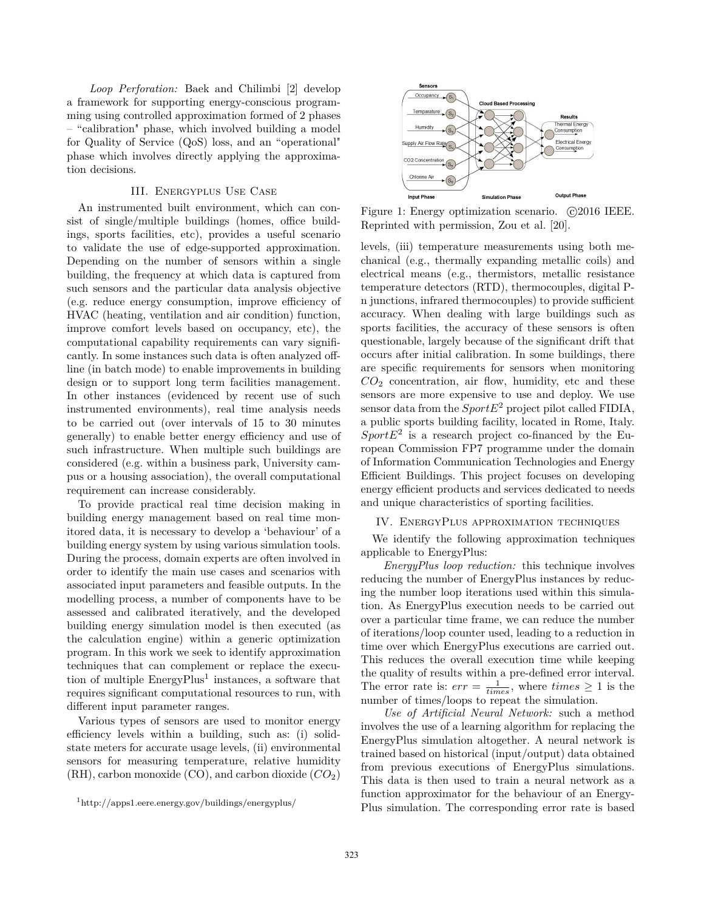*Loop Perforation:* Baek and Chilimbi [2] develop a framework for supporting energy-conscious programming using controlled approximation formed of 2 phases – "calibration" phase, which involved building a model for Quality of Service (QoS) loss, and an "operational" phase which involves directly applying the approximation decisions.

## III. Energyplus Use Case

An instrumented built environment, which can consist of single/multiple buildings (homes, office buildings, sports facilities, etc), provides a useful scenario to validate the use of edge-supported approximation. Depending on the number of sensors within a single building, the frequency at which data is captured from such sensors and the particular data analysis objective (e.g. reduce energy consumption, improve efficiency of HVAC (heating, ventilation and air condition) function, improve comfort levels based on occupancy, etc), the computational capability requirements can vary significantly. In some instances such data is often analyzed offline (in batch mode) to enable improvements in building design or to support long term facilities management. In other instances (evidenced by recent use of such instrumented environments), real time analysis needs to be carried out (over intervals of 15 to 30 minutes generally) to enable better energy efficiency and use of such infrastructure. When multiple such buildings are considered (e.g. within a business park, University campus or a housing association), the overall computational requirement can increase considerably.

To provide practical real time decision making in building energy management based on real time monitored data, it is necessary to develop a 'behaviour' of a building energy system by using various simulation tools. During the process, domain experts are often involved in order to identify the main use cases and scenarios with associated input parameters and feasible outputs. In the modelling process, a number of components have to be assessed and calibrated iteratively, and the developed building energy simulation model is then executed (as the calculation engine) within a generic optimization program. In this work we seek to identify approximation techniques that can complement or replace the execution of multiple EnergyPlus[1] instances, a software that requires significant computational resources to run, with different input parameter ranges.

Various types of sensors are used to monitor energy efficiency levels within a building, such as: (i) solid-state meters for accurate usage levels, (ii) environmental sensors for measuring temperature, relative humidity (RH), carbon monoxide (CO), and carbon dioxide ($CO_2$) levels, (iii) temperature measurements using both mechanical (e.g., thermally expanding metallic coils) and electrical means (e.g., thermistors, metallic resistance temperature detectors (RTD), thermocouples, digital P-n junctions, infrared thermocouples) to provide sufficient accuracy. When dealing with large buildings such as sports facilities, the accuracy of these sensors is often questionable, largely because of the significant drift that occurs after initial calibration. In some buildings, there are specific requirements for sensors when monitoring $CO_2$ concentration, air flow, humidity, etc and these sensors are more expensive to use and deploy. We use sensor data from the $SportE^2$ project pilot called FIDIA, a public sports building facility, located in Rome, Italy. $SportE^2$ is a research project co-financed by the European Commission FP7 programme under the domain of Information Communication Technologies and Energy Efficient Buildings. This project focuses on developing energy efficient products and services dedicated to needs and unique characteristics of sporting facilities.

Sensors
Occupancy
Temparature
Humidity
Supply Air Flow Rate
CO2 Concentration
Chlorine Air
Cloud Based Processing
Results
Thermal Energy Consumption
Electrical Energy Consumption
Input Phase
Simulation Phase
Output Phase

Figure 1: Energy optimization scenario. ©2016 IEEE. Reprinted with permission, Zou et al. [20].

## IV. EnergyPlus approximation techniques

We identify the following approximation techniques applicable to EnergyPlus:

*EnergyPlus loop reduction:* this technique involves reducing the number of EnergyPlus instances by reducing the number loop iterations used within this simulation. As EnergyPlus execution needs to be carried out over a particular time frame, we can reduce the number of iterations/loop counter used, leading to a reduction in time over which EnergyPlus executions are carried out. This reduces the overall execution time while keeping the quality of results within a pre-defined error interval. The error rate is: $err = \frac{1}{times}$, where $times \geq 1$ is the number of times/loops to repeat the simulation.

*Use of Artificial Neural Network:* such a method involves the use of a learning algorithm for replacing the EnergyPlus simulation altogether. A neural network is trained based on historical (input/output) data obtained from previous executions of EnergyPlus simulations. This data is then used to train a neural network as a function approximator for the behaviour of an EnergyPlus simulation. The corresponding error rate is based

[1] http://apps1.eere.energy.gov/buildings/energyplus/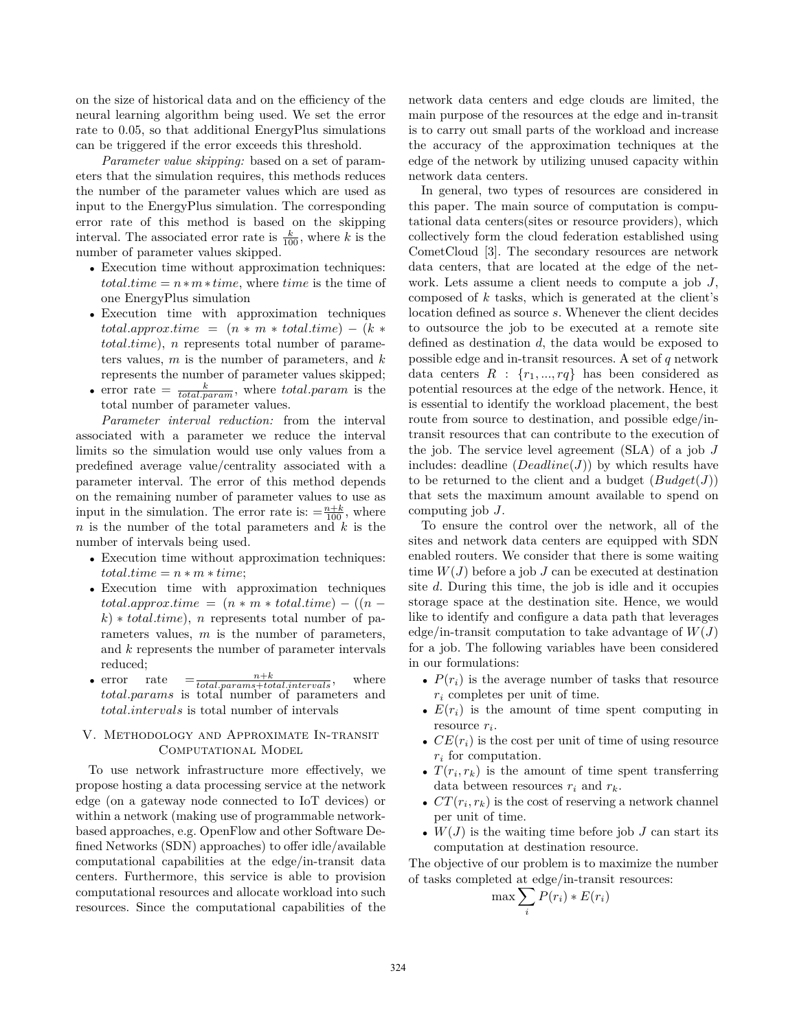on the size of historical data and on the efficiency of the neural learning algorithm being used. We set the error rate to 0.05, so that additional EnergyPlus simulations can be triggered if the error exceeds this threshold.

*Parameter value skipping:* based on a set of parameters that the simulation requires, this methods reduces the number of the parameter values which are used as input to the EnergyPlus simulation. The corresponding error rate of this method is based on the skipping interval. The associated error rate is $\frac{k}{100}$, where $k$ is the number of parameter values skipped.

- Execution time without approximation techniques: $total.time = n * m * time$, where $time$ is the time of one EnergyPlus simulation
- Execution time with approximation techniques $total.approx.time = (n * m * total.time) - (k * total.time)$, $n$ represents total number of parameters values, $m$ is the number of parameters, and $k$ represents the number of parameter values skipped;
- error rate $= \frac{k}{total.param}$, where $total.param$ is the total number of parameter values.

*Parameter interval reduction:* from the interval associated with a parameter we reduce the interval limits so the simulation would use only values from a predefined average value/centrality associated with a parameter interval. The error of this method depends on the remaining number of parameter values to use as input in the simulation. The error rate is: $= \frac{n+k}{100}$, where $n$ is the number of the total parameters and $k$ is the number of intervals being used.

- Execution time without approximation techniques: $total.time = n * m * time$;
- Execution time with approximation techniques $total.approx.time = (n * m * total.time) - ((n - k) * total.time)$, $n$ represents total number of parameters values, $m$ is the number of parameters, and $k$ represents the number of parameter intervals reduced;
- error rate $= \frac{n+k}{total.params + total.intervals}$, where $total.params$ is total number of parameters and $total.intervals$ is total number of intervals

## V. Methodology and Approximate In-transit Computational Model

To use network infrastructure more effectively, we propose hosting a data processing service at the network edge (on a gateway node connected to IoT devices) or within a network (making use of programmable network-based approaches, e.g. OpenFlow and other Software Defined Networks (SDN) approaches) to offer idle/available computational capabilities at the edge/in-transit data centers. Furthermore, this service is able to provision computational resources and allocate workload into such resources. Since the computational capabilities of the network data centers and edge clouds are limited, the main purpose of the resources at the edge and in-transit is to carry out small parts of the workload and increase the accuracy of the approximation techniques at the edge of the network by utilizing unused capacity within network data centers.

In general, two types of resources are considered in this paper. The main source of computation is computational data centers(sites or resource providers), which collectively form the cloud federation established using CometCloud [3]. The secondary resources are network data centers, that are located at the edge of the network. Lets assume a client needs to compute a job $J$, composed of $k$ tasks, which is generated at the client's location defined as source $s$. Whenever the client decides to outsource the job to be executed at a remote site defined as destination $d$, the data would be exposed to possible edge and in-transit resources. A set of $q$ network data centers $R : \{r_1, ..., rq\}$ has been considered as potential resources at the edge of the network. Hence, it is essential to identify the workload placement, the best route from source to destination, and possible edge/in-transit resources that can contribute to the execution of the job. The service level agreement (SLA) of a job $J$ includes: deadline ($Deadline(J)$) by which results have to be returned to the client and a budget ($Budget(J)$) that sets the maximum amount available to spend on computing job $J$.

To ensure the control over the network, all of the sites and network data centers are equipped with SDN enabled routers. We consider that there is some waiting time $W(J)$ before a job $J$ can be executed at destination site $d$. During this time, the job is idle and it occupies storage space at the destination site. Hence, we would like to identify and configure a data path that leverages edge/in-transit computation to take advantage of $W(J)$ for a job. The following variables have been considered in our formulations:

- $P(r_i)$ is the average number of tasks that resource $r_i$ completes per unit of time.
- $E(r_i)$ is the amount of time spent computing in resource $r_i$.
- $CE(r_i)$ is the cost per unit of time of using resource $r_i$ for computation.
- $T(r_i, r_k)$ is the amount of time spent transferring data between resources $r_i$ and $r_k$.
- $CT(r_i, r_k)$ is the cost of reserving a network channel per unit of time.
- $W(J)$ is the waiting time before job $J$ can start its computation at destination resource.

The objective of our problem is to maximize the number of tasks completed at edge/in-transit resources:

$$\max \sum_i P(r_i) * E(r_i)$$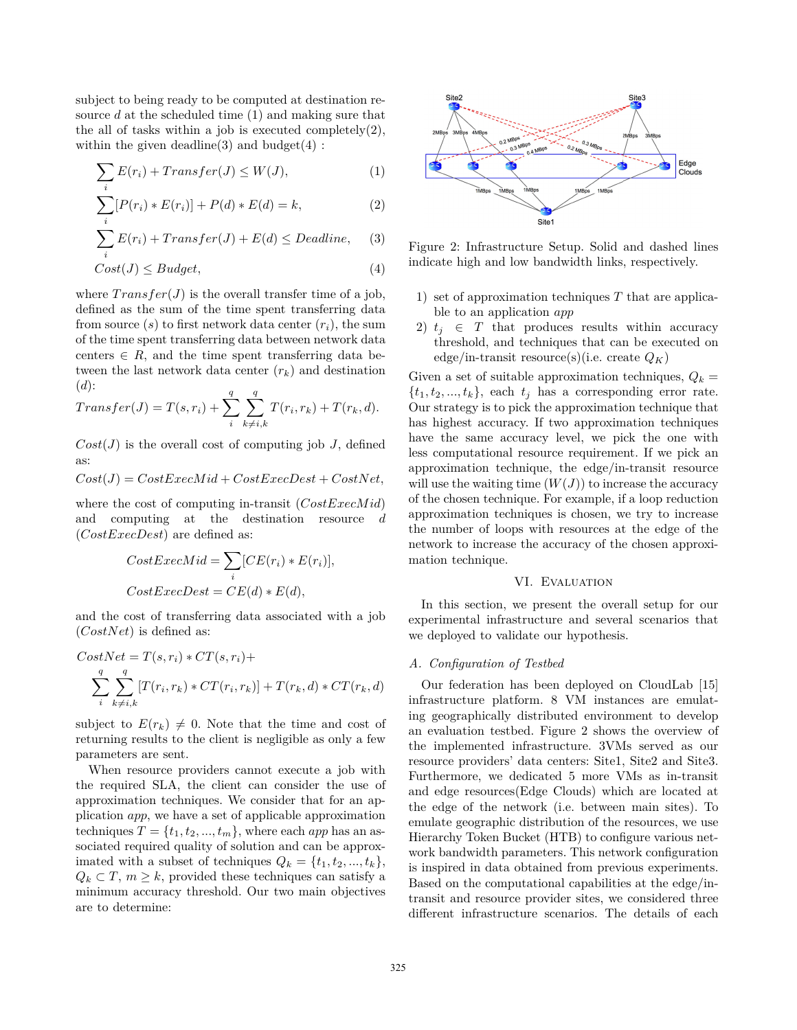subject to being ready to be computed at destination resource $d$ at the scheduled time (1) and making sure that the all of tasks within a job is executed completely(2), within the given deadline(3) and budget(4) :

$$\sum_i E(r_i) + Transfer(J) \le W(J), \quad (1)$$

$$\sum_i [P(r_i) * E(r_i)] + P(d) * E(d) = k, \quad (2)$$

$$\sum_i E(r_i) + Transfer(J) + E(d) \le Deadline, \quad (3)$$

$$Cost(J) \le Budget, \quad (4)$$

where $Transfer(J)$ is the overall transfer time of a job, defined as the sum of the time spent transferring data from source ($s$) to first network data center ($r_i$), the sum of the time spent transferring data between network data centers $\in R$, and the time spent transferring data between the last network data center ($r_k$) and destination ($d$):

$$Transfer(J) = T(s, r_i) + \sum_i^q \sum_{k \ne i,k}^q T(r_i, r_k) + T(r_k, d).$$

$Cost(J)$ is the overall cost of computing job $J$, defined as:

$$Cost(J) = CostExecMid + CostExecDest + CostNet,$$

where the cost of computing in-transit ($CostExecMid$) and computing at the destination resource $d$ ($CostExecDest$) are defined as:

$$CostExecMid = \sum_i [CE(r_i) * E(r_i)],$$

$$CostExecDest = CE(d) * E(d),$$

and the cost of transferring data associated with a job ($CostNet$) is defined as:

$$CostNet = T(s, r_i) * CT(s, r_i) + \sum_i^q \sum_{k \ne i,k}^q [T(r_i, r_k) * CT(r_i, r_k)] + T(r_k, d) * CT(r_k, d)$$

subject to $E(r_k) \ne 0$. Note that the time and cost of returning results to the client is negligible as only a few parameters are sent.

When resource providers cannot execute a job with the required SLA, the client can consider the use of approximation techniques. We consider that for an application *app*, we have a set of applicable approximation techniques $T = \{t_1, t_2, ..., t_m\}$, where each *app* has an associated required quality of solution and can be approximated with a subset of techniques $Q_k = \{t_1, t_2, ..., t_k\}$, $Q_k \subset T$, $m \ge k$, provided these techniques can satisfy a minimum accuracy threshold. Our two main objectives are to determine:

1) set of approximation techniques $T$ that are applicable to an application *app*
2) $t_j \in T$ that produces results within accuracy threshold, and techniques that can be executed on edge/in-transit resource(s)(i.e. create $Q_K$)

Given a set of suitable approximation techniques, $Q_k = \{t_1, t_2, ..., t_k\}$, each $t_j$ has a corresponding error rate. Our strategy is to pick the approximation technique that has highest accuracy. If two approximation techniques have the same accuracy level, we pick the one with less computational resource requirement. If we pick an approximation technique, the edge/in-transit resource will use the waiting time ($W(J)$) to increase the accuracy of the chosen technique. For example, if a loop reduction approximation techniques is chosen, we try to increase the number of loops with resources at the edge of the network to increase the accuracy of the chosen approximation technique.

Figure 2: Infrastructure Setup. Solid and dashed lines indicate high and low bandwidth links, respectively.

## VI. Evaluation

In this section, we present the overall setup for our experimental infrastructure and several scenarios that we deployed to validate our hypothesis.

### A. Configuration of Testbed

Our federation has been deployed on CloudLab [15] infrastructure platform. 8 VM instances are emulating geographically distributed environment to develop an evaluation testbed. Figure 2 shows the overview of the implemented infrastructure. 3VMs served as our resource providers' data centers: Site1, Site2 and Site3. Furthermore, we dedicated 5 more VMs as in-transit and edge resources(Edge Clouds) which are located at the edge of the network (i.e. between main sites). To emulate geographic distribution of the resources, we use Hierarchy Token Bucket (HTB) to configure various network bandwidth parameters. This network configuration is inspired in data obtained from previous experiments. Based on the computational capabilities at the edge/in-transit and resource provider sites, we considered three different infrastructure scenarios. The details of each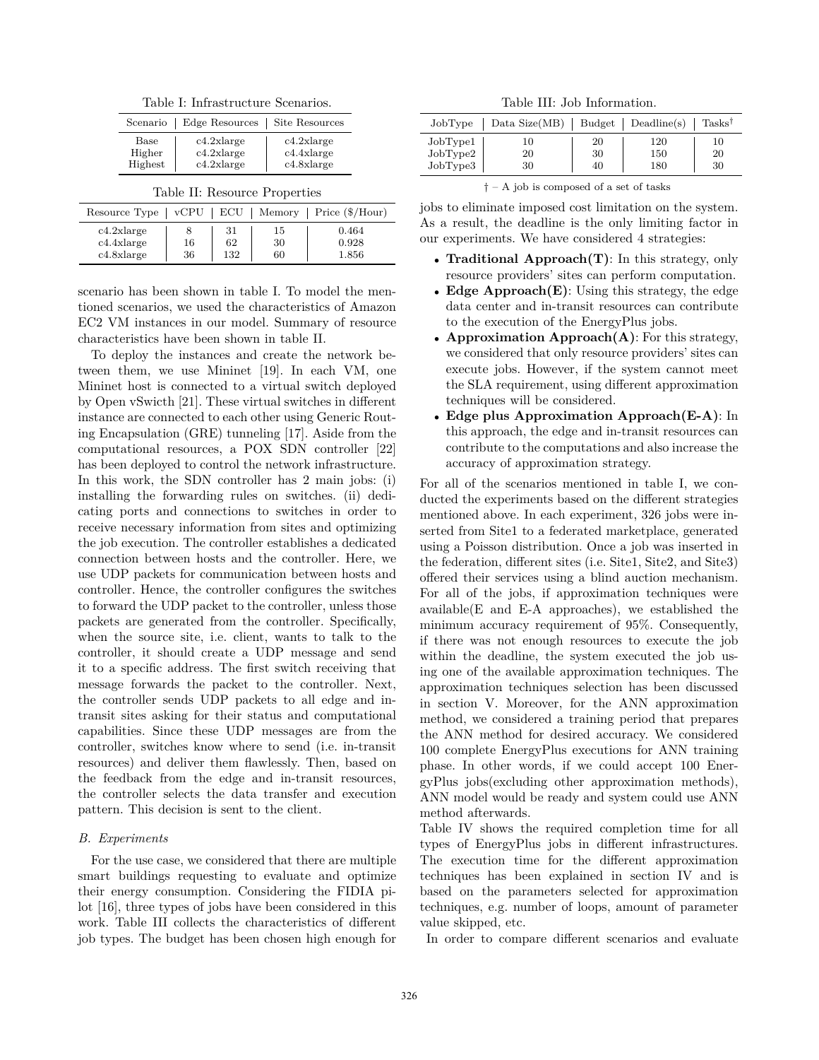Table I: Infrastructure Scenarios.

| Scenario | Edge Resources | Site Resources |
|---|---|---|
| Base | c4.2xlarge | c4.2xlarge |
| Higher | c4.2xlarge | c4.4xlarge |
| Highest | c4.2xlarge | c4.8xlarge |

Table II: Resource Properties

| Resource Type | vCPU | ECU | Memory | Price ($/Hour) |
|---|---|---|---|---|
| c4.2xlarge | 8 | 31 | 15 | 0.464 |
| c4.4xlarge | 16 | 62 | 30 | 0.928 |
| c4.8xlarge | 36 | 132 | 60 | 1.856 |

scenario has been shown in table I. To model the mentioned scenarios, we used the characteristics of Amazon EC2 VM instances in our model. Summary of resource characteristics have been shown in table II.

To deploy the instances and create the network between them, we use Mininet [19]. In each VM, one Mininet host is connected to a virtual switch deployed by Open vSwicth [21]. These virtual switches in different instance are connected to each other using Generic Routing Encapsulation (GRE) tunneling [17]. Aside from the computational resources, a POX SDN controller [22] has been deployed to control the network infrastructure. In this work, the SDN controller has 2 main jobs: (i) installing the forwarding rules on switches. (ii) dedicating ports and connections to switches in order to receive necessary information from sites and optimizing the job execution. The controller establishes a dedicated connection between hosts and the controller. Here, we use UDP packets for communication between hosts and controller. Hence, the controller configures the switches to forward the UDP packet to the controller, unless those packets are generated from the controller. Specifically, when the source site, i.e. client, wants to talk to the controller, it should create a UDP message and send it to a specific address. The first switch receiving that message forwards the packet to the controller. Next, the controller sends UDP packets to all edge and in-transit sites asking for their status and computational capabilities. Since these UDP messages are from the controller, switches know where to send (i.e. in-transit resources) and deliver them flawlessly. Then, based on the feedback from the edge and in-transit resources, the controller selects the data transfer and execution pattern. This decision is sent to the client.

### B. Experiments

For the use case, we considered that there are multiple smart buildings requesting to evaluate and optimize their energy consumption. Considering the FIDIA pilot [16], three types of jobs have been considered in this work. Table III collects the characteristics of different job types. The budget has been chosen high enough for jobs to eliminate imposed cost limitation on the system. As a result, the deadline is the only limiting factor in our experiments. We have considered 4 strategies:

Table III: Job Information.

| JobType | Data Size(MB) | Budget | Deadline(s) | Tasks† |
|---|---|---|---|---|
| JobType1 | 10 | 20 | 120 | 10 |
| JobType2 | 20 | 30 | 150 | 20 |
| JobType3 | 30 | 40 | 180 | 30 |

† – A job is composed of a set of tasks

- **Traditional Approach(T)**: In this strategy, only resource providers' sites can perform computation.
- **Edge Approach(E)**: Using this strategy, the edge data center and in-transit resources can contribute to the execution of the EnergyPlus jobs.
- **Approximation Approach(A)**: For this strategy, we considered that only resource providers' sites can execute jobs. However, if the system cannot meet the SLA requirement, using different approximation techniques will be considered.
- **Edge plus Approximation Approach(E-A)**: In this approach, the edge and in-transit resources can contribute to the computations and also increase the accuracy of approximation strategy.

For all of the scenarios mentioned in table I, we conducted the experiments based on the different strategies mentioned above. In each experiment, 326 jobs were inserted from Site1 to a federated marketplace, generated using a Poisson distribution. Once a job was inserted in the federation, different sites (i.e. Site1, Site2, and Site3) offered their services using a blind auction mechanism. For all of the jobs, if approximation techniques were available(E and E-A approaches), we established the minimum accuracy requirement of 95%. Consequently, if there was not enough resources to execute the job within the deadline, the system executed the job using one of the available approximation techniques. The approximation techniques selection has been discussed in section V. Moreover, for the ANN approximation method, we considered a training period that prepares the ANN method for desired accuracy. We considered 100 complete EnergyPlus executions for ANN training phase. In other words, if we could accept 100 EnergyPlus jobs(excluding other approximation methods), ANN model would be ready and system could use ANN method afterwards.

Table IV shows the required completion time for all types of EnergyPlus jobs in different infrastructures. The execution time for the different approximation techniques has been explained in section IV and is based on the parameters selected for approximation techniques, e.g. number of loops, amount of parameter value skipped, etc.

In order to compare different scenarios and evaluate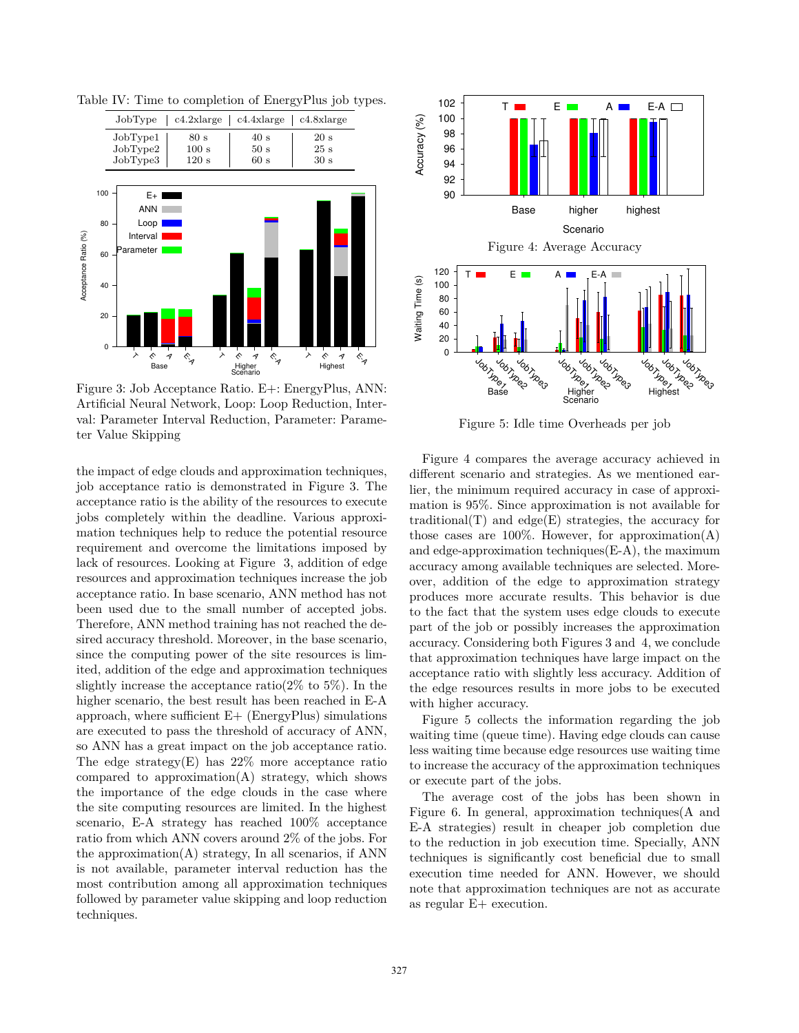Table IV: Time to completion of EnergyPlus job types.

| JobType | c4.2xlarge | c4.4xlarge | c4.8xlarge |
|---|---|---|---|
| JobType1 | 80 s | 40 s | 20 s |
| JobType2 | 100 s | 50 s | 25 s |
| JobType3 | 120 s | 60 s | 30 s |

Figure 3: Job Acceptance Ratio. E+: EnergyPlus, ANN: Artificial Neural Network, Loop: Loop Reduction, Interval: Parameter Interval Reduction, Parameter: Parameter Value Skipping

the impact of edge clouds and approximation techniques, job acceptance ratio is demonstrated in Figure 3. The acceptance ratio is the ability of the resources to execute jobs completely within the deadline. Various approximation techniques help to reduce the potential resource requirement and overcome the limitations imposed by lack of resources. Looking at Figure 3, addition of edge resources and approximation techniques increase the job acceptance ratio. In base scenario, ANN method has not been used due to the small number of accepted jobs. Therefore, ANN method training has not reached the desired accuracy threshold. Moreover, in the base scenario, since the computing power of the site resources is limited, addition of the edge and approximation techniques slightly increase the acceptance ratio(2% to 5%). In the higher scenario, the best result has been reached in E-A approach, where sufficient E+ (EnergyPlus) simulations are executed to pass the threshold of accuracy of ANN, so ANN has a great impact on the job acceptance ratio. The edge strategy(E) has 22% more acceptance ratio compared to approximation(A) strategy, which shows the importance of the edge clouds in the case where the site computing resources are limited. In the highest scenario, E-A strategy has reached 100% acceptance ratio from which ANN covers around 2% of the jobs. For the approximation(A) strategy, In all scenarios, if ANN is not available, parameter interval reduction has the most contribution among all approximation techniques followed by parameter value skipping and loop reduction techniques.

Figure 4: Average Accuracy

Figure 5: Idle time Overheads per job

Figure 4 compares the average accuracy achieved in different scenario and strategies. As we mentioned earlier, the minimum required accuracy in case of approximation is 95%. Since approximation is not available for traditional(T) and edge(E) strategies, the accuracy for those cases are 100%. However, for approximation(A) and edge-approximation techniques(E-A), the maximum accuracy among available techniques are selected. Moreover, addition of the edge to approximation strategy produces more accurate results. This behavior is due to the fact that the system uses edge clouds to execute part of the job or possibly increases the approximation accuracy. Considering both Figures 3 and 4, we conclude that approximation techniques have large impact on the acceptance ratio with slightly less accuracy. Addition of the edge resources results in more jobs to be executed with higher accuracy.

Figure 5 collects the information regarding the job waiting time (queue time). Having edge clouds can cause less waiting time because edge resources use waiting time to increase the accuracy of the approximation techniques or execute part of the jobs.

The average cost of the jobs has been shown in Figure 6. In general, approximation techniques(A and E-A strategies) result in cheaper job completion due to the reduction in job execution time. Specially, ANN techniques is significantly cost beneficial due to small execution time needed for ANN. However, we should note that approximation techniques are not as accurate as regular E+ execution.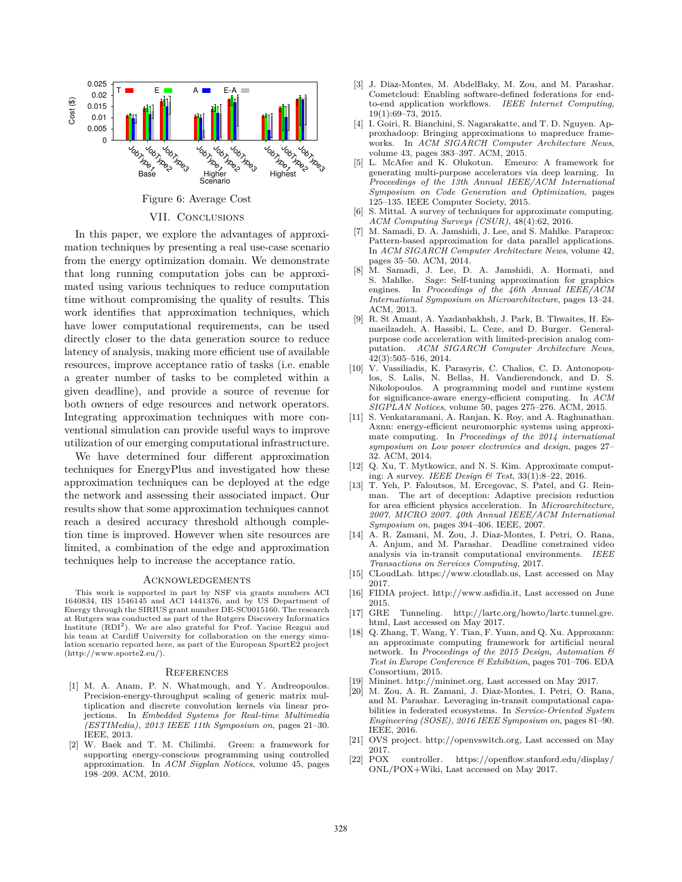0.025
0.02
0.015
0.01
0.005
0

Cost ($)

T E A E-A

JobType1 JobType2 JobType3 JobType1 JobType2 JobType3 JobType1 JobType2 JobType3

Base Higher Highest

Scenario

Figure 6: Average Cost

## VII. Conclusions

In this paper, we explore the advantages of approximation techniques by presenting a real use-case scenario from the energy optimization domain. We demonstrate that long running computation jobs can be approximated using various techniques to reduce computation time without compromising the quality of results. This work identifies that approximation techniques, which have lower computational requirements, can be used directly closer to the data generation source to reduce latency of analysis, making more efficient use of available resources, improve acceptance ratio of tasks (i.e. enable a greater number of tasks to be completed within a given deadline), and provide a source of revenue for both owners of edge resources and network operators. Integrating approximation techniques with more conventional simulation can provide useful ways to improve utilization of our emerging computational infrastructure.

We have determined four different approximation techniques for EnergyPlus and investigated how these approximation techniques can be deployed at the edge the network and assessing their associated impact. Our results show that some approximation techniques cannot reach a desired accuracy threshold although completion time is improved. However when site resources are limited, a combination of the edge and approximation techniques help to increase the acceptance ratio.

## Acknowledgements

This work is supported in part by NSF via grants numbers ACI 1640834, IIS 1546145 and ACI 1441376, and by US Department of Energy through the SIRIUS grant number DE-SC0015160. The research at Rutgers was conducted as part of the Rutgers Discovery Informatics Institute ($RDI^2$). We are also grateful for Prof. Yacine Rezgui and his team at Cardiff University for collaboration on the energy simulation scenario reported here, as part of the European SportE2 project (http://www.sporte2.eu/).

## References

[1] M. A. Anam, P. N. Whatmough, and Y. Andreopoulos. Precision-energy-throughput scaling of generic matrix multiplication and discrete convolution kernels via linear projections. In *Embedded Systems for Real-time Multimedia (ESTIMedia), 2013 IEEE 11th Symposium on*, pages 21–30. IEEE, 2013.

[2] W. Baek and T. M. Chilimbi. Green: a framework for supporting energy-conscious programming using controlled approximation. In *ACM Sigplan Notices*, volume 45, pages 198–209. ACM, 2010.

[3] J. Diaz-Montes, M. AbdelBaky, M. Zou, and M. Parashar. Cometcloud: Enabling software-defined federations for end-to-end application workflows. *IEEE Internet Computing*, 19(1):69–73, 2015.

[4] I. Goiri, R. Bianchini, S. Nagarakatte, and T. D. Nguyen. Approxhadoop: Bringing approximations to mapreduce frameworks. In *ACM SIGARCH Computer Architecture News*, volume 43, pages 383–397. ACM, 2015.

[5] L. McAfee and K. Olukotun. Emeuro: A framework for generating multi-purpose accelerators via deep learning. In *Proceedings of the 13th Annual IEEE/ACM International Symposium on Code Generation and Optimization*, pages 125–135. IEEE Computer Society, 2015.

[6] S. Mittal. A survey of techniques for approximate computing. *ACM Computing Surveys (CSUR)*, 48(4):62, 2016.

[7] M. Samadi, D. A. Jamshidi, J. Lee, and S. Mahlke. Paraprox: Pattern-based approximation for data parallel applications. In *ACM SIGARCH Computer Architecture News*, volume 42, pages 35–50. ACM, 2014.

[8] M. Samadi, J. Lee, D. A. Jamshidi, A. Hormati, and S. Mahlke. Sage: Self-tuning approximation for graphics engines. In *Proceedings of the 46th Annual IEEE/ACM International Symposium on Microarchitecture*, pages 13–24. ACM, 2013.

[9] R. St Amant, A. Yazdanbakhsh, J. Park, B. Thwaites, H. Esmaeilzadeh, A. Hassibi, L. Ceze, and D. Burger. General-purpose code acceleration with limited-precision analog computation. *ACM SIGARCH Computer Architecture News*, 42(3):505–516, 2014.

[10] V. Vassiliadis, K. Parasyris, C. Chalios, C. D. Antonopoulos, S. Lalis, N. Bellas, H. Vandierendonck, and D. S. Nikolopoulos. A programming model and runtime system for significance-aware energy-efficient computing. In *ACM SIGPLAN Notices*, volume 50, pages 275–276. ACM, 2015.

[11] S. Venkataramani, A. Ranjan, K. Roy, and A. Raghunathan. Axnn: energy-efficient neuromorphic systems using approximate computing. In *Proceedings of the 2014 international symposium on Low power electronics and design*, pages 27–32. ACM, 2014.

[12] Q. Xu, T. Mytkowicz, and N. S. Kim. Approximate computing: A survey. *IEEE Design & Test*, 33(1):8–22, 2016.

[13] T. Yeh, P. Faloutsos, M. Ercegovac, S. Patel, and G. Reinman. The art of deception: Adaptive precision reduction for area efficient physics acceleration. In *Microarchitecture, 2007. MICRO 2007. 40th Annual IEEE/ACM International Symposium on*, pages 394–406. IEEE, 2007.

[14] A. R. Zamani, M. Zou, J. Diaz-Montes, I. Petri, O. Rana, A. Anjum, and M. Parashar. Deadline constrained video analysis via in-transit computational environments. *IEEE Transactions on Services Computing*, 2017.

[15] CLoudLab. https://www.cloudlab.us, Last accessed on May 2017.

[16] FIDIA project. http://www.asfidia.it, Last accessed on June 2015.

[17] GRE Tunneling. http://lartc.org/howto/lartc.tunnel.gre.html, Last accessed on May 2017.

[18] Q. Zhang, T. Wang, Y. Tian, F. Yuan, and Q. Xu. Approxann: an approximate computing framework for artificial neural network. In *Proceedings of the 2015 Design, Automation & Test in Europe Conference & Exhibition*, pages 701–706. EDA Consortium, 2015.

[19] Mininet. http://mininet.org, Last accessed on May 2017.

[20] M. Zou, A. R. Zamani, J. Diaz-Montes, I. Petri, O. Rana, and M. Parashar. Leveraging in-transit computational capabilities in federated ecosystems. In *Service-Oriented System Engineering (SOSE), 2016 IEEE Symposium on*, pages 81–90. IEEE, 2016.

[21] OVS project. http://openvswitch.org, Last accessed on May 2017.

[22] POX controller. https://openflow.stanford.edu/display/ONL/POX+Wiki, Last accessed on May 2017.